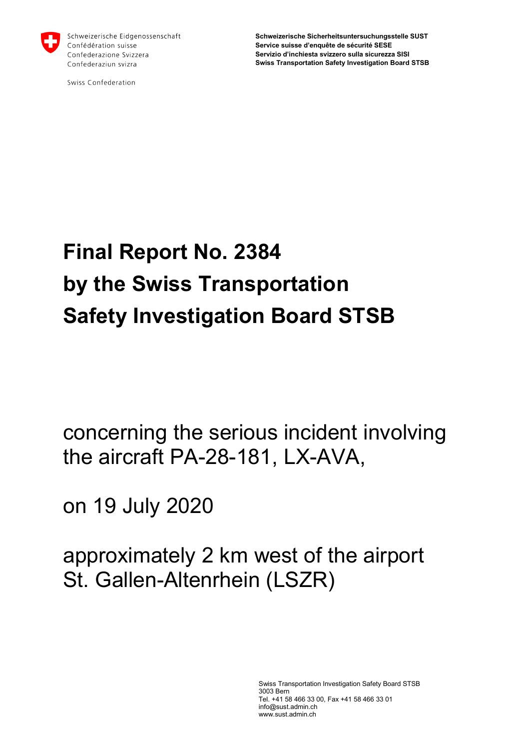Schweizerische Eidgenossenschaft
Confédération suisse
Confederazione Svizzera
Confederaziun svizra

Swiss Confederation

**Schweizerische Sicherheitsuntersuchungsstelle SUST**
**Service suisse d'enquête de sécurité SESE**
**Servizio d'inchiesta svizzero sulla sicurezza SISI**
**Swiss Transportation Safety Investigation Board STSB**

# Final Report No. 2384 by the Swiss Transportation Safety Investigation Board STSB

concerning the serious incident involving the aircraft PA-28-181, LX-AVA,

on 19 July 2020

approximately 2 km west of the airport St. Gallen-Altenrhein (LSZR)

Swiss Transportation Investigation Safety Board STSB
3003 Bern
Tel. +41 58 466 33 00, Fax +41 58 466 33 01
info@sust.admin.ch
www.sust.admin.ch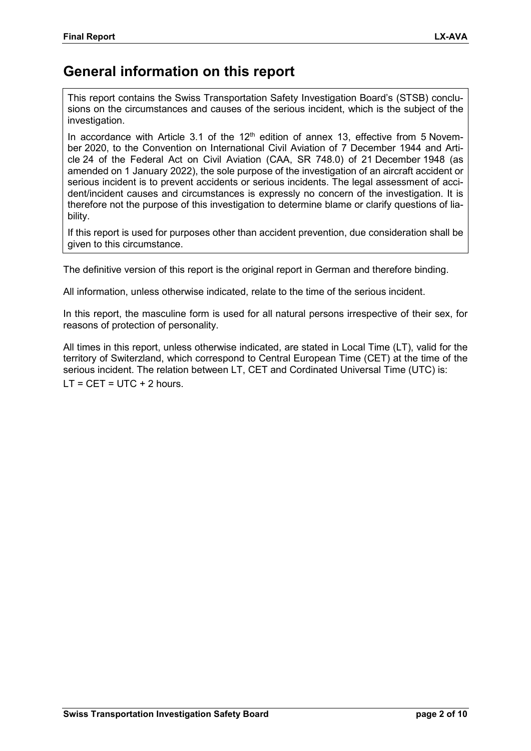# General information on this report

This report contains the Swiss Transportation Safety Investigation Board's (STSB) conclusions on the circumstances and causes of the serious incident, which is the subject of the investigation.

In accordance with Article 3.1 of the 12th edition of annex 13, effective from 5 November 2020, to the Convention on International Civil Aviation of 7 December 1944 and Article 24 of the Federal Act on Civil Aviation (CAA, SR 748.0) of 21 December 1948 (as amended on 1 January 2022), the sole purpose of the investigation of an aircraft accident or serious incident is to prevent accidents or serious incidents. The legal assessment of accident/incident causes and circumstances is expressly no concern of the investigation. It is therefore not the purpose of this investigation to determine blame or clarify questions of liability.

If this report is used for purposes other than accident prevention, due consideration shall be given to this circumstance.

The definitive version of this report is the original report in German and therefore binding.

All information, unless otherwise indicated, relate to the time of the serious incident.

In this report, the masculine form is used for all natural persons irrespective of their sex, for reasons of protection of personality.

All times in this report, unless otherwise indicated, are stated in Local Time (LT), valid for the territory of Switzerland, which correspond to Central European Time (CET) at the time of the serious incident. The relation between LT, CET and Cordinated Universal Time (UTC) is:
LT = CET = UTC + 2 hours.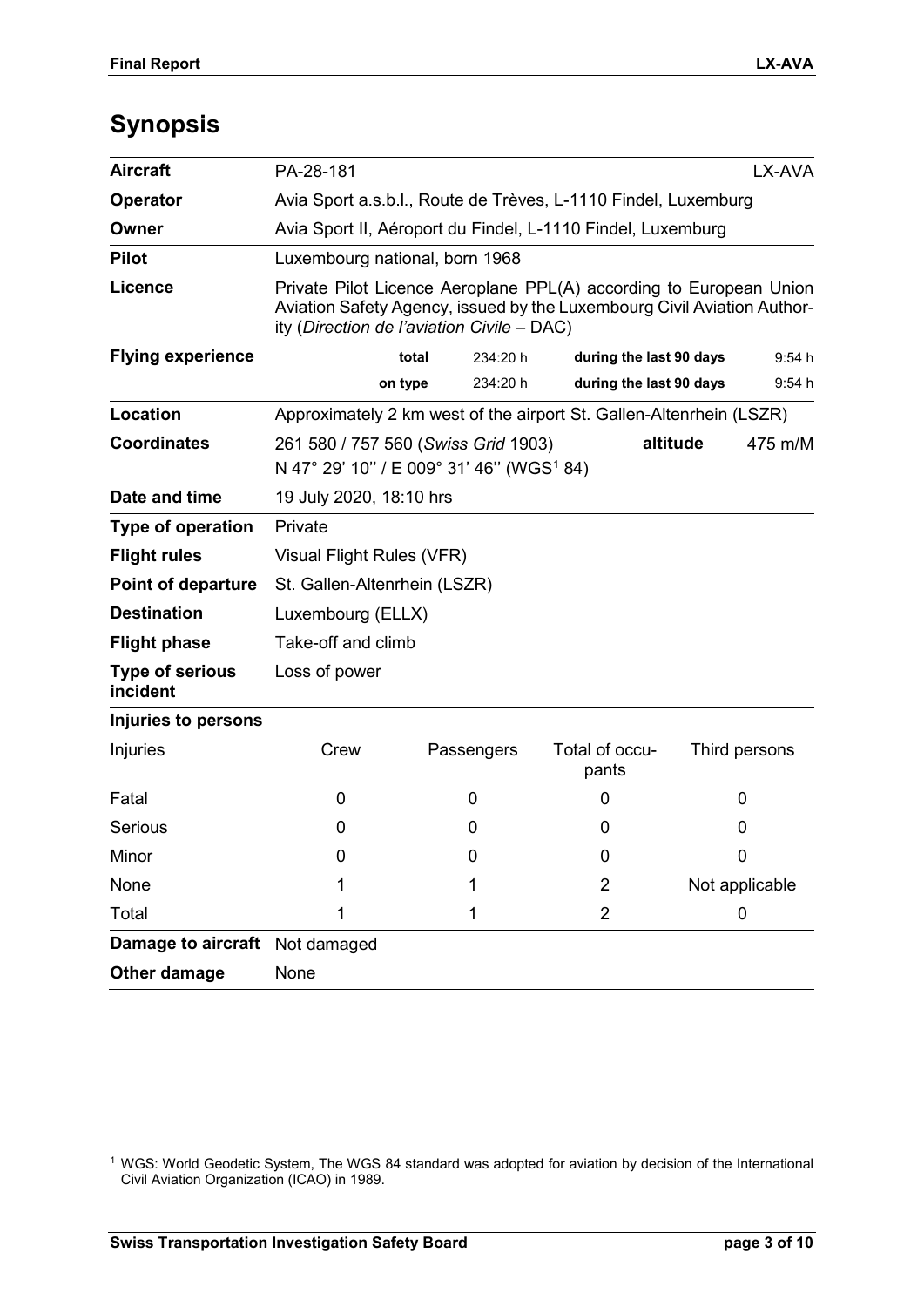# Synopsis

| | | | | | |
|---|---|---|---|---|---|
| **Aircraft** | PA-28-181 | | | | LX-AVA |
| **Operator** | Avia Sport a.s.b.l., Route de Trèves, L-1110 Findel, Luxemburg | | | | |
| **Owner** | Avia Sport II, Aéroport du Findel, L-1110 Findel, Luxemburg | | | | |
| **Pilot** | Luxembourg national, born 1968 | | | | |
| **Licence** | Private Pilot Licence Aeroplane PPL(A) according to European Union Aviation Safety Agency, issued by the Luxembourg Civil Aviation Authority (*Direction de l'aviation Civile* – DAC) | | | | |
| **Flying experience** | **total** | 234:20 h | **during the last 90 days** | | 9:54 h |
| | **on type** | 234:20 h | **during the last 90 days** | | 9:54 h |
| **Location** | Approximately 2 km west of the airport St. Gallen-Altenrhein (LSZR) | | | | |
| **Coordinates** | 261 580 / 757 560 (*Swiss Grid* 1903)<br>N 47° 29' 10'' / E 009° 31' 46'' (WGS[1] 84) | | | **altitude** | 475 m/M |
| **Date and time** | 19 July 2020, 18:10 hrs | | | | |
| **Type of operation** | Private | | | | |
| **Flight rules** | Visual Flight Rules (VFR) | | | | |
| **Point of departure** | St. Gallen-Altenrhein (LSZR) | | | | |
| **Destination** | Luxembourg (ELLX) | | | | |
| **Flight phase** | Take-off and climb | | | | |
| **Type of serious incident** | Loss of power | | | | |

**Injuries to persons**

| Injuries | Crew | Passengers | Total of occupants | Third persons |
|---|---|---|---|---|
| Fatal | 0 | 0 | 0 | 0 |
| Serious | 0 | 0 | 0 | 0 |
| Minor | 0 | 0 | 0 | 0 |
| None | 1 | 1 | 2 | Not applicable |
| Total | 1 | 1 | 2 | 0 |

| | |
|---|---|
| **Damage to aircraft** | Not damaged |
| **Other damage** | None |

[1] WGS: World Geodetic System, The WGS 84 standard was adopted for aviation by decision of the International Civil Aviation Organization (ICAO) in 1989.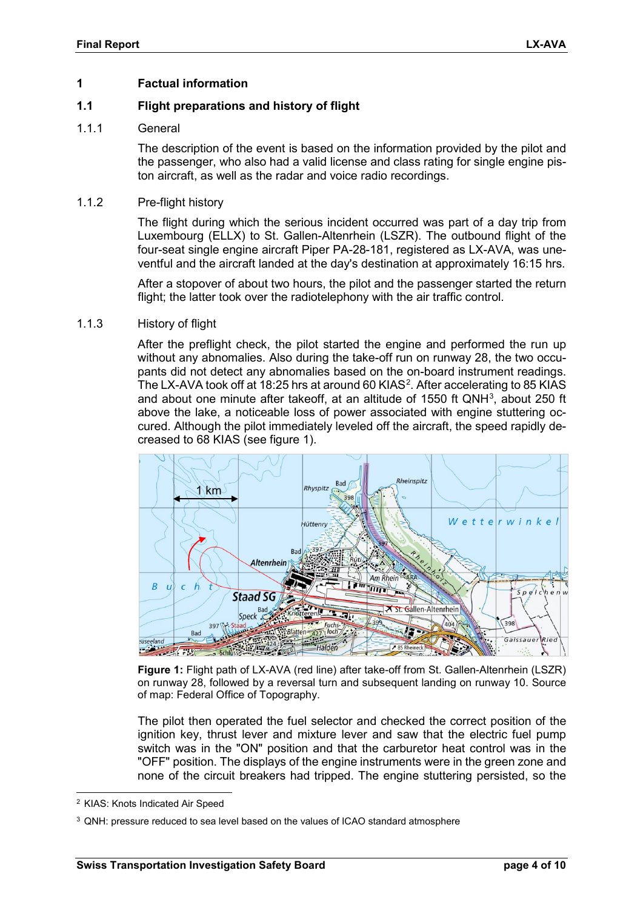# 1 Factual information

## 1.1 Flight preparations and history of flight

### 1.1.1 General

The description of the event is based on the information provided by the pilot and the passenger, who also had a valid license and class rating for single engine piston aircraft, as well as the radar and voice radio recordings.

### 1.1.2 Pre-flight history

The flight during which the serious incident occurred was part of a day trip from Luxembourg (ELLX) to St. Gallen-Altenrhein (LSZR). The outbound flight of the four-seat single engine aircraft Piper PA-28-181, registered as LX-AVA, was uneventful and the aircraft landed at the day's destination at approximately 16:15 hrs.

After a stopover of about two hours, the pilot and the passenger started the return flight; the latter took over the radiotelephony with the air traffic control.

### 1.1.3 History of flight

After the preflight check, the pilot started the engine and performed the run up without any abnomalies. Also during the take-off run on runway 28, the two occupants did not detect any abnomalies based on the on-board instrument readings. The LX-AVA took off at 18:25 hrs at around 60 KIAS[2]. After accelerating to 85 KIAS and about one minute after takeoff, at an altitude of 1550 ft QNH[3], about 250 ft above the lake, a noticeable loss of power associated with engine stuttering occured. Although the pilot immediately leveled off the aircraft, the speed rapidly decreased to 68 KIAS (see figure 1).

**Figure 1:** Flight path of LX-AVA (red line) after take-off from St. Gallen-Altenrhein (LSZR) on runway 28, followed by a reversal turn and subsequent landing on runway 10. Source of map: Federal Office of Topography.

The pilot then operated the fuel selector and checked the correct position of the ignition key, thrust lever and mixture lever and saw that the electric fuel pump switch was in the "ON" position and that the carburetor heat control was in the "OFF" position. The displays of the engine instruments were in the green zone and none of the circuit breakers had tripped. The engine stuttering persisted, so the

[2] KIAS: Knots Indicated Air Speed

[3] QNH: pressure reduced to sea level based on the values of ICAO standard atmosphere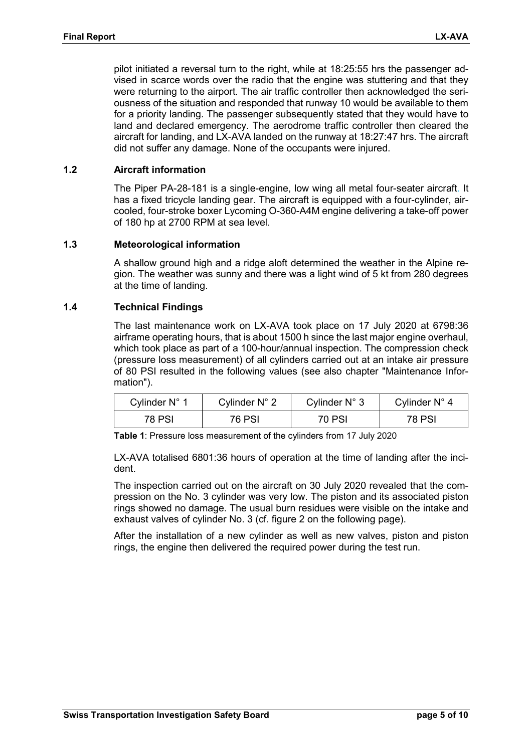pilot initiated a reversal turn to the right, while at 18:25:55 hrs the passenger advised in scarce words over the radio that the engine was stuttering and that they were returning to the airport. The air traffic controller then acknowledged the seriousness of the situation and responded that runway 10 would be available to them for a priority landing. The passenger subsequently stated that they would have to land and declared emergency. The aerodrome traffic controller then cleared the aircraft for landing, and LX-AVA landed on the runway at 18:27:47 hrs. The aircraft did not suffer any damage. None of the occupants were injured.

## 1.2 Aircraft information

The Piper PA-28-181 is a single-engine, low wing all metal four-seater aircraft. It has a fixed tricycle landing gear. The aircraft is equipped with a four-cylinder, air-cooled, four-stroke boxer Lycoming O-360-A4M engine delivering a take-off power of 180 hp at 2700 RPM at sea level.

## 1.3 Meteorological information

A shallow ground high and a ridge aloft determined the weather in the Alpine region. The weather was sunny and there was a light wind of 5 kt from 280 degrees at the time of landing.

## 1.4 Technical Findings

The last maintenance work on LX-AVA took place on 17 July 2020 at 6798:36 airframe operating hours, that is about 1500 h since the last major engine overhaul, which took place as part of a 100-hour/annual inspection. The compression check (pressure loss measurement) of all cylinders carried out at an intake air pressure of 80 PSI resulted in the following values (see also chapter "Maintenance Information").

| Cylinder N° 1 | Cylinder N° 2 | Cylinder N° 3 | Cylinder N° 4 |
|---|---|---|---|
| 78 PSI | 76 PSI | 70 PSI | 78 PSI |

**Table 1**: Pressure loss measurement of the cylinders from 17 July 2020

LX-AVA totalised 6801:36 hours of operation at the time of landing after the incident.

The inspection carried out on the aircraft on 30 July 2020 revealed that the compression on the No. 3 cylinder was very low. The piston and its associated piston rings showed no damage. The usual burn residues were visible on the intake and exhaust valves of cylinder No. 3 (cf. figure 2 on the following page).

After the installation of a new cylinder as well as new valves, piston and piston rings, the engine then delivered the required power during the test run.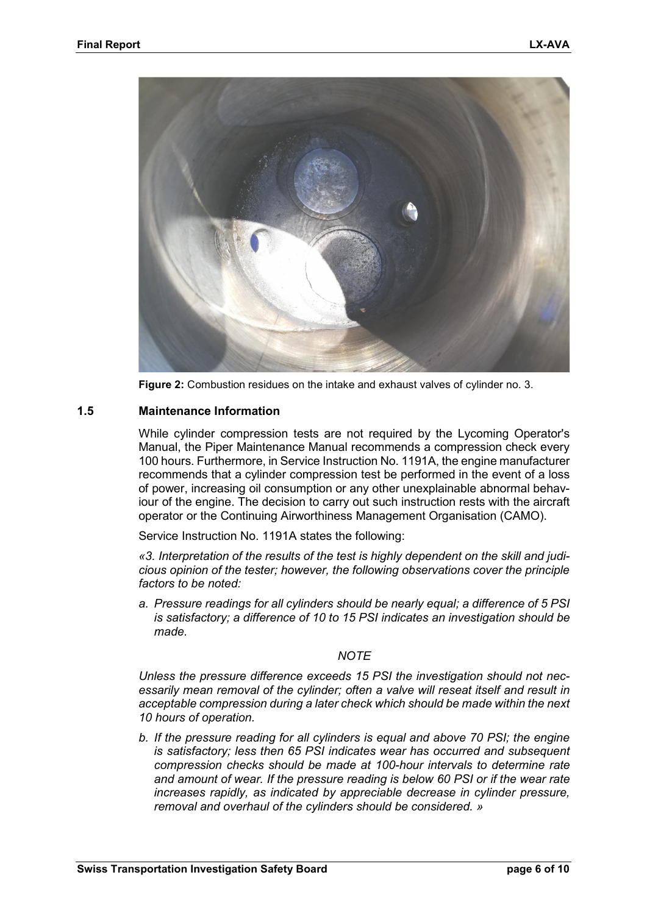Figure 2: Combustion residues on the intake and exhaust valves of cylinder no. 3.

## 1.5 Maintenance Information

While cylinder compression tests are not required by the Lycoming Operator's Manual, the Piper Maintenance Manual recommends a compression check every 100 hours. Furthermore, in Service Instruction No. 1191A, the engine manufacturer recommends that a cylinder compression test be performed in the event of a loss of power, increasing oil consumption or any other unexplainable abnormal behaviour of the engine. The decision to carry out such instruction rests with the aircraft operator or the Continuing Airworthiness Management Organisation (CAMO).

Service Instruction No. 1191A states the following:

*«3. Interpretation of the results of the test is highly dependent on the skill and judicious opinion of the tester; however, the following observations cover the principle factors to be noted:*

*a. Pressure readings for all cylinders should be nearly equal; a difference of 5 PSI is satisfactory; a difference of 10 to 15 PSI indicates an investigation should be made.*

*NOTE*

*Unless the pressure difference exceeds 15 PSI the investigation should not necessarily mean removal of the cylinder; often a valve will reseat itself and result in acceptable compression during a later check which should be made within the next 10 hours of operation.*

*b. If the pressure reading for all cylinders is equal and above 70 PSI; the engine is satisfactory; less then 65 PSI indicates wear has occurred and subsequent compression checks should be made at 100-hour intervals to determine rate and amount of wear. If the pressure reading is below 60 PSI or if the wear rate increases rapidly, as indicated by appreciable decrease in cylinder pressure, removal and overhaul of the cylinders should be considered. »*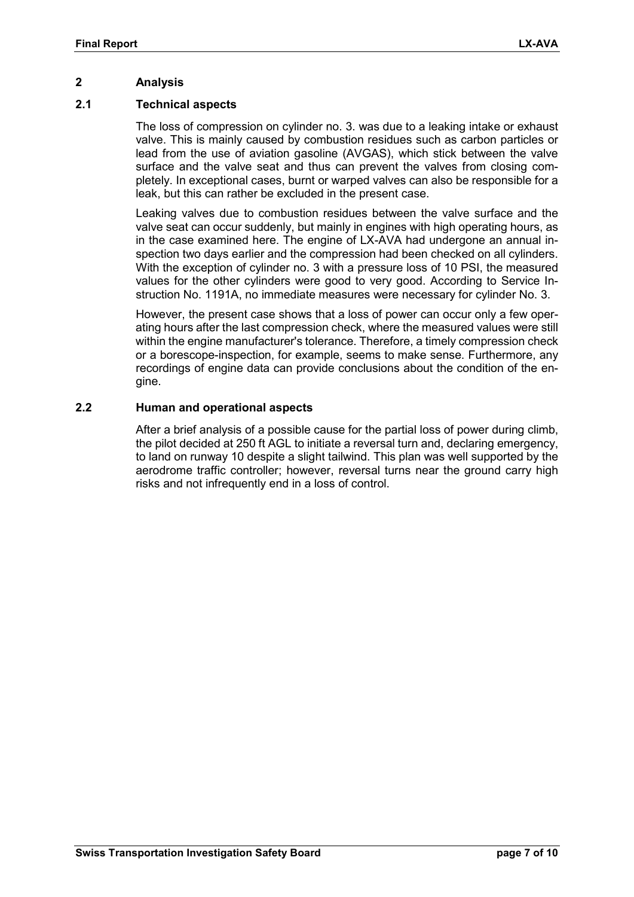# 2 Analysis

## 2.1 Technical aspects

The loss of compression on cylinder no. 3. was due to a leaking intake or exhaust valve. This is mainly caused by combustion residues such as carbon particles or lead from the use of aviation gasoline (AVGAS), which stick between the valve surface and the valve seat and thus can prevent the valves from closing completely. In exceptional cases, burnt or warped valves can also be responsible for a leak, but this can rather be excluded in the present case.

Leaking valves due to combustion residues between the valve surface and the valve seat can occur suddenly, but mainly in engines with high operating hours, as in the case examined here. The engine of LX-AVA had undergone an annual inspection two days earlier and the compression had been checked on all cylinders. With the exception of cylinder no. 3 with a pressure loss of 10 PSI, the measured values for the other cylinders were good to very good. According to Service Instruction No. 1191A, no immediate measures were necessary for cylinder No. 3.

However, the present case shows that a loss of power can occur only a few operating hours after the last compression check, where the measured values were still within the engine manufacturer's tolerance. Therefore, a timely compression check or a borescope-inspection, for example, seems to make sense. Furthermore, any recordings of engine data can provide conclusions about the condition of the engine.

## 2.2 Human and operational aspects

After a brief analysis of a possible cause for the partial loss of power during climb, the pilot decided at 250 ft AGL to initiate a reversal turn and, declaring emergency, to land on runway 10 despite a slight tailwind. This plan was well supported by the aerodrome traffic controller; however, reversal turns near the ground carry high risks and not infrequently end in a loss of control.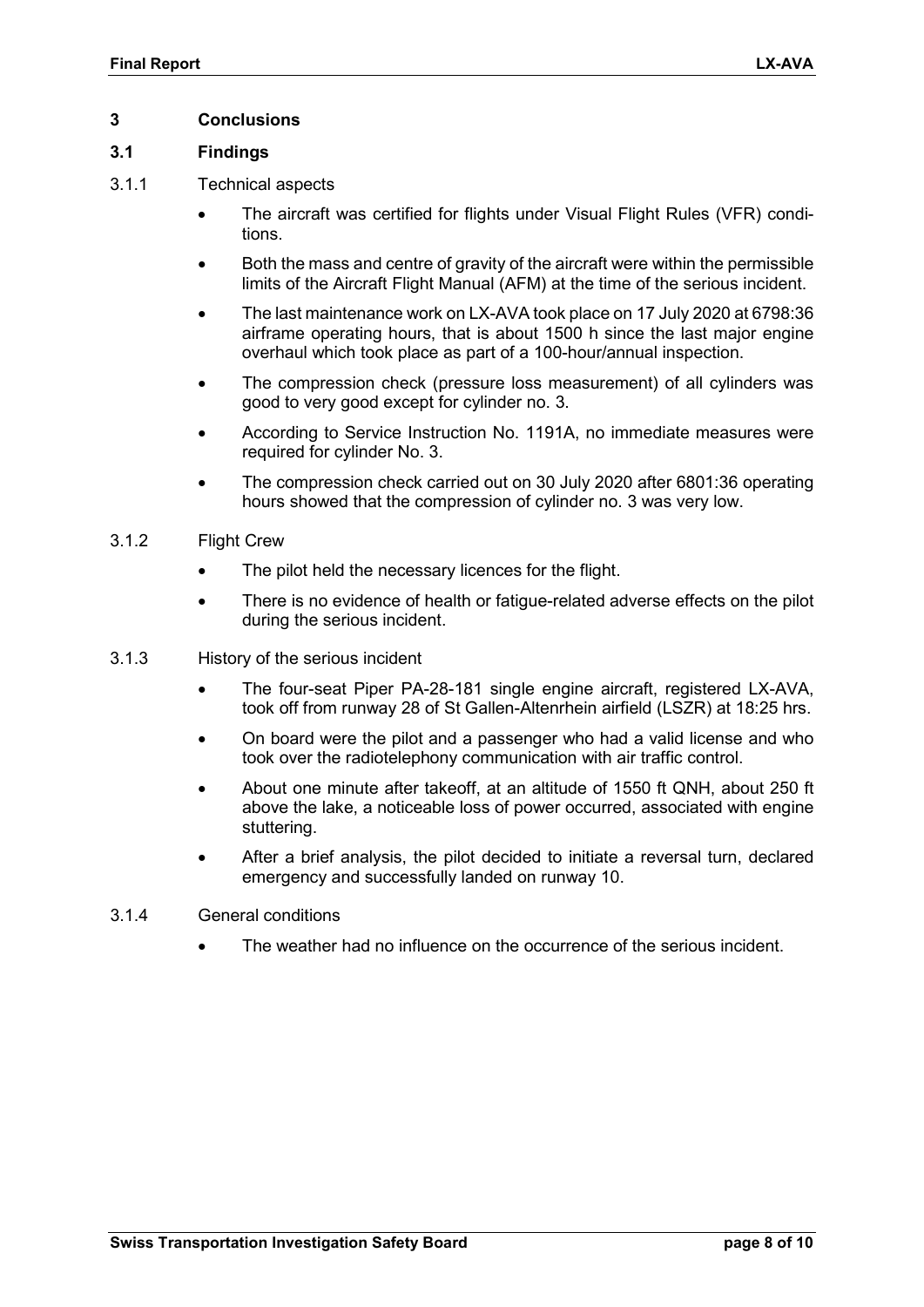# 3 Conclusions

## 3.1 Findings

### 3.1.1 Technical aspects

- The aircraft was certified for flights under Visual Flight Rules (VFR) conditions.
- Both the mass and centre of gravity of the aircraft were within the permissible limits of the Aircraft Flight Manual (AFM) at the time of the serious incident.
- The last maintenance work on LX-AVA took place on 17 July 2020 at 6798:36 airframe operating hours, that is about 1500 h since the last major engine overhaul which took place as part of a 100-hour/annual inspection.
- The compression check (pressure loss measurement) of all cylinders was good to very good except for cylinder no. 3.
- According to Service Instruction No. 1191A, no immediate measures were required for cylinder No. 3.
- The compression check carried out on 30 July 2020 after 6801:36 operating hours showed that the compression of cylinder no. 3 was very low.

### 3.1.2 Flight Crew

- The pilot held the necessary licences for the flight.
- There is no evidence of health or fatigue-related adverse effects on the pilot during the serious incident.

### 3.1.3 History of the serious incident

- The four-seat Piper PA-28-181 single engine aircraft, registered LX-AVA, took off from runway 28 of St Gallen-Altenrhein airfield (LSZR) at 18:25 hrs.
- On board were the pilot and a passenger who had a valid license and who took over the radiotelephony communication with air traffic control.
- About one minute after takeoff, at an altitude of 1550 ft QNH, about 250 ft above the lake, a noticeable loss of power occurred, associated with engine stuttering.
- After a brief analysis, the pilot decided to initiate a reversal turn, declared emergency and successfully landed on runway 10.

### 3.1.4 General conditions

- The weather had no influence on the occurrence of the serious incident.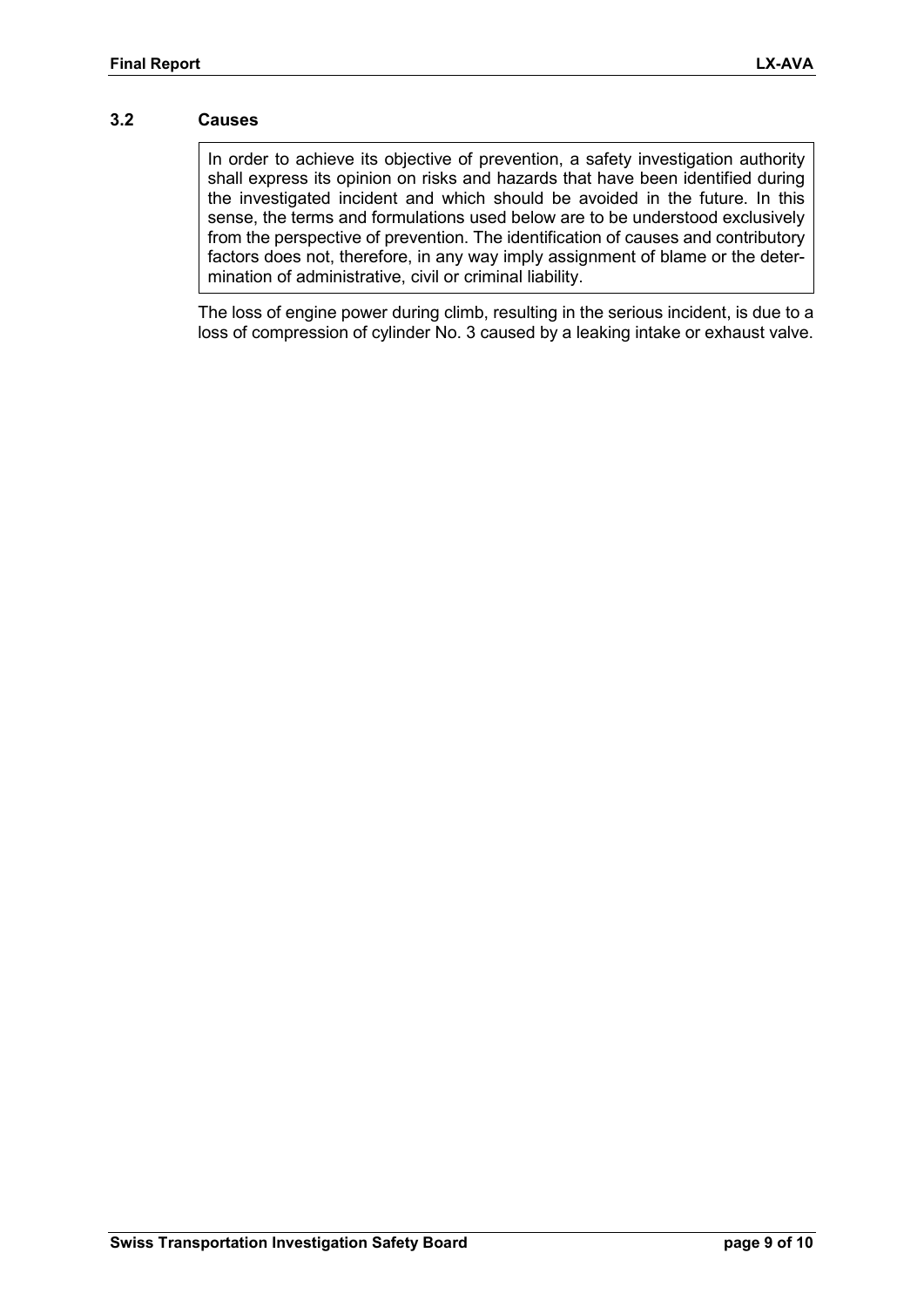## 3.2 Causes

In order to achieve its objective of prevention, a safety investigation authority shall express its opinion on risks and hazards that have been identified during the investigated incident and which should be avoided in the future. In this sense, the terms and formulations used below are to be understood exclusively from the perspective of prevention. The identification of causes and contributory factors does not, therefore, in any way imply assignment of blame or the determination of administrative, civil or criminal liability.

The loss of engine power during climb, resulting in the serious incident, is due to a loss of compression of cylinder No. 3 caused by a leaking intake or exhaust valve.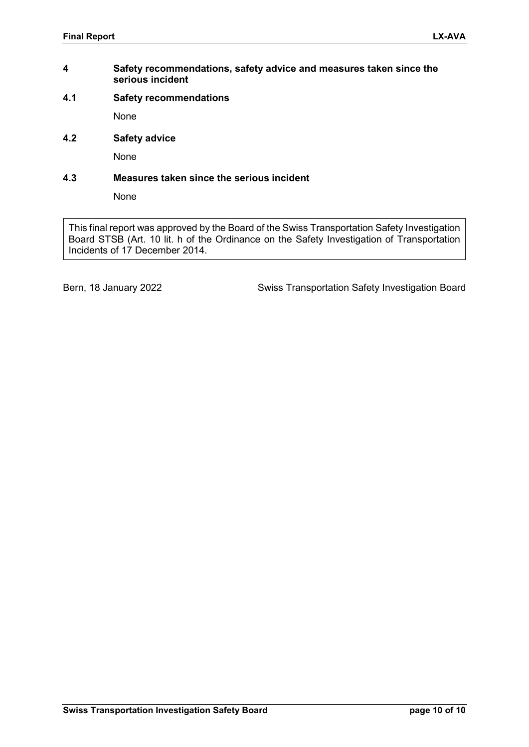# 4 Safety recommendations, safety advice and measures taken since the serious incident

## 4.1 Safety recommendations

None

## 4.2 Safety advice

None

## 4.3 Measures taken since the serious incident

None

This final report was approved by the Board of the Swiss Transportation Safety Investigation Board STSB (Art. 10 lit. h of the Ordinance on the Safety Investigation of Transportation Incidents of 17 December 2014.

Bern, 18 January 2022 Swiss Transportation Safety Investigation Board